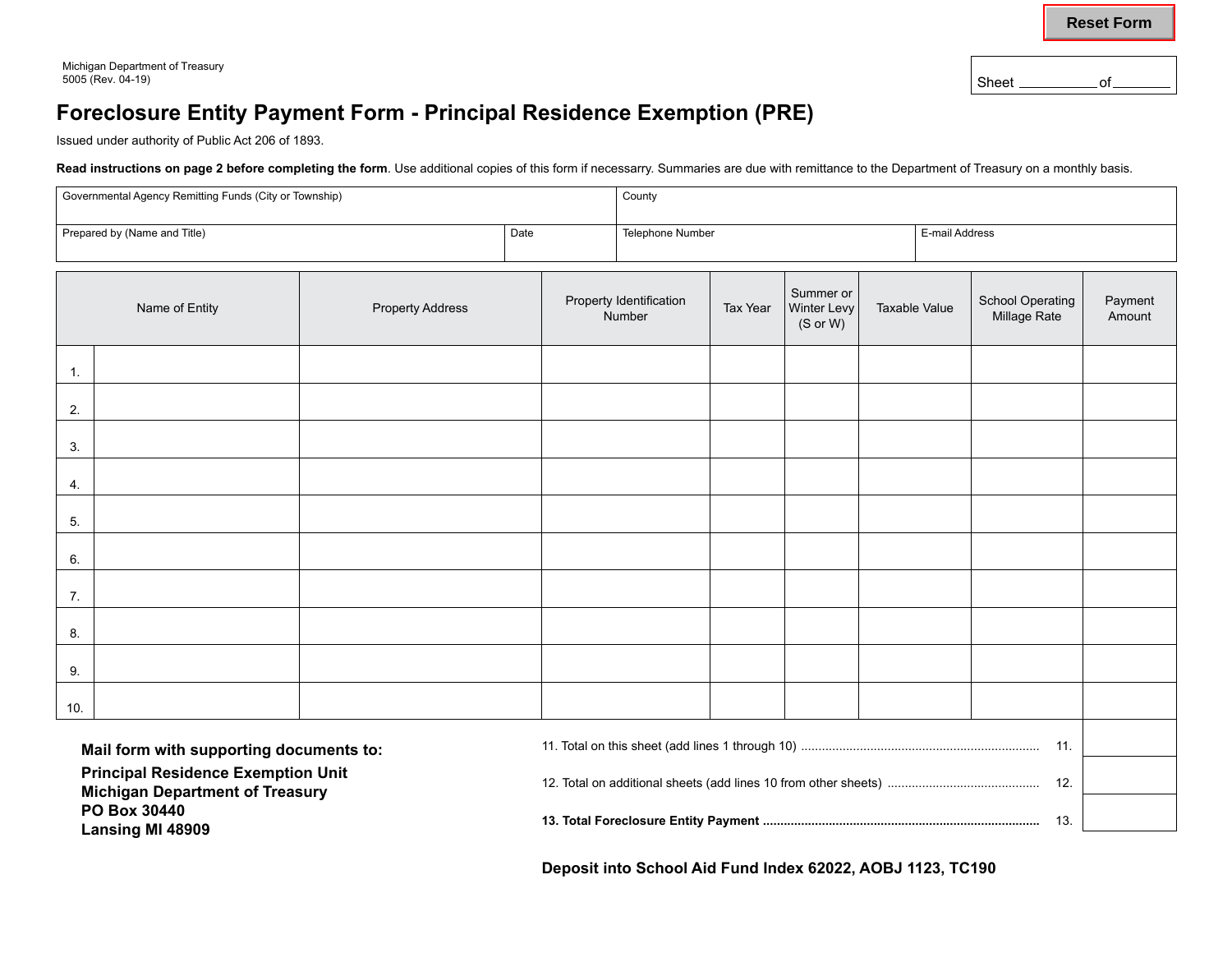Michigan Department of Treasury
5005 (Rev. 04-19)

Sheet __________ of _______

# Foreclosure Entity Payment Form - Principal Residence Exemption (PRE)

Issued under authority of Public Act 206 of 1893.

**Read instructions on page 2 before completing the form**. Use additional copies of this form if necessarry. Summaries are due with remittance to the Department of Treasury on a monthly basis.

| Governmental Agency Remitting Funds (City or Township) | | County | |
|---|---|---|---|
| Prepared by (Name and Title) | Date | Telephone Number | E-mail Address |

| | Name of Entity | Property Address | Property Identification Number | Tax Year | Summer or Winter Levy (S or W) | Taxable Value | School Operating Millage Rate | Payment Amount |
|---|---|---|---|---|---|---|---|---|
| 1. | | | | | | | | |
| 2. | | | | | | | | |
| 3. | | | | | | | | |
| 4. | | | | | | | | |
| 5. | | | | | | | | |
| 6. | | | | | | | | |
| 7. | | | | | | | | |
| 8. | | | | | | | | |
| 9. | | | | | | | | |
| 10. | | | | | | | | |

**Mail form with supporting documents to:**

**Principal Residence Exemption Unit**
**Michigan Department of Treasury**
**PO Box 30440**
**Lansing MI 48909**

| | | |
|---|---|---|
| 11. Total on this sheet (add lines 1 through 10) | 11. | |
| 12. Total on additional sheets (add lines 10 from other sheets) | 12. | |
| **13. Total Foreclosure Entity Payment** | 13. | |

**Deposit into School Aid Fund Index 62022, AOBJ 1123, TC190**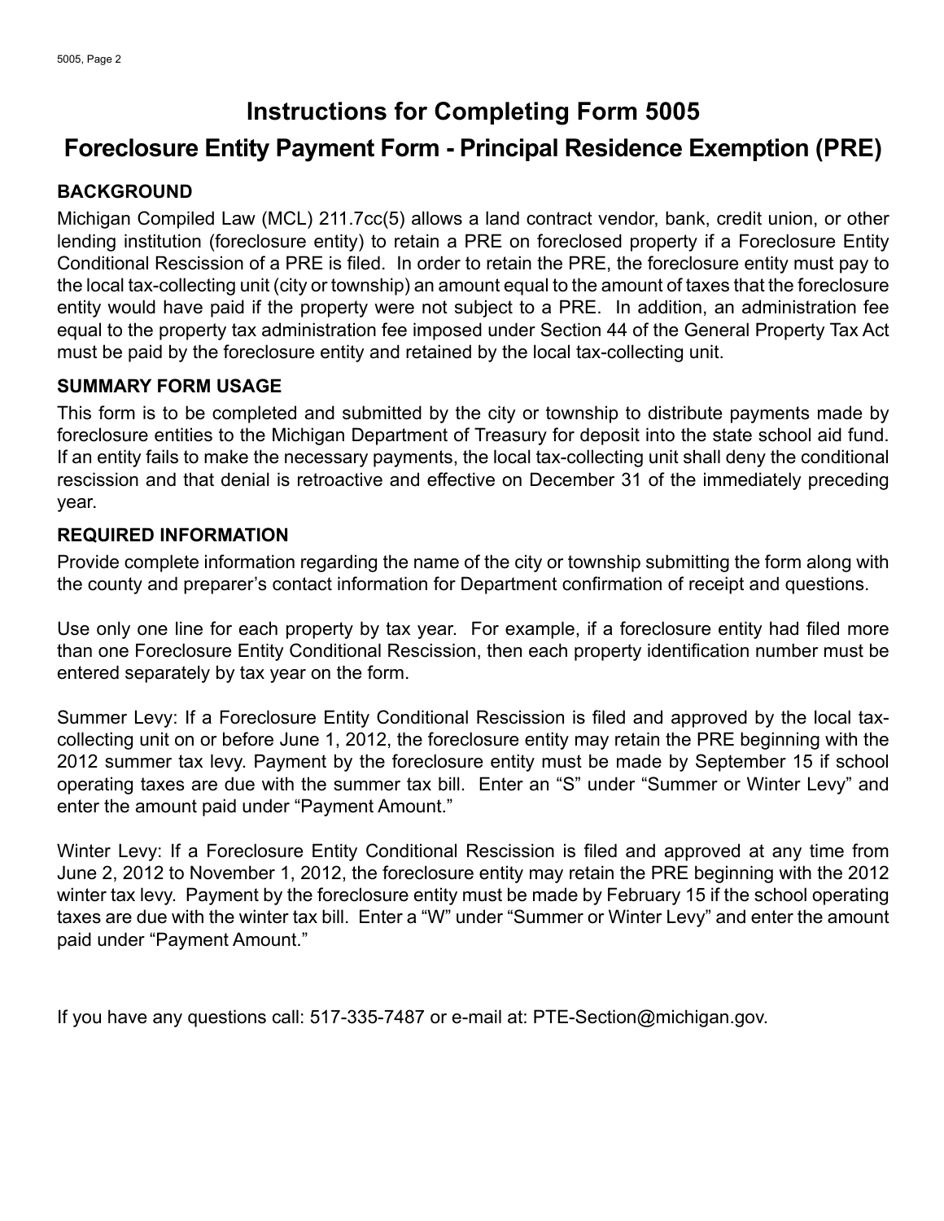# Instructions for Completing Form 5005

# Foreclosure Entity Payment Form - Principal Residence Exemption (PRE)

## BACKGROUND

Michigan Compiled Law (MCL) 211.7cc(5) allows a land contract vendor, bank, credit union, or other lending institution (foreclosure entity) to retain a PRE on foreclosed property if a Foreclosure Entity Conditional Rescission of a PRE is filed. In order to retain the PRE, the foreclosure entity must pay to the local tax-collecting unit (city or township) an amount equal to the amount of taxes that the foreclosure entity would have paid if the property were not subject to a PRE. In addition, an administration fee equal to the property tax administration fee imposed under Section 44 of the General Property Tax Act must be paid by the foreclosure entity and retained by the local tax-collecting unit.

## SUMMARY FORM USAGE

This form is to be completed and submitted by the city or township to distribute payments made by foreclosure entities to the Michigan Department of Treasury for deposit into the state school aid fund. If an entity fails to make the necessary payments, the local tax-collecting unit shall deny the conditional rescission and that denial is retroactive and effective on December 31 of the immediately preceding year.

## REQUIRED INFORMATION

Provide complete information regarding the name of the city or township submitting the form along with the county and preparer's contact information for Department confirmation of receipt and questions.

Use only one line for each property by tax year. For example, if a foreclosure entity had filed more than one Foreclosure Entity Conditional Rescission, then each property identification number must be entered separately by tax year on the form.

Summer Levy: If a Foreclosure Entity Conditional Rescission is filed and approved by the local tax-collecting unit on or before June 1, 2012, the foreclosure entity may retain the PRE beginning with the 2012 summer tax levy. Payment by the foreclosure entity must be made by September 15 if school operating taxes are due with the summer tax bill. Enter an "S" under "Summer or Winter Levy" and enter the amount paid under "Payment Amount."

Winter Levy: If a Foreclosure Entity Conditional Rescission is filed and approved at any time from June 2, 2012 to November 1, 2012, the foreclosure entity may retain the PRE beginning with the 2012 winter tax levy. Payment by the foreclosure entity must be made by February 15 if the school operating taxes are due with the winter tax bill. Enter a "W" under "Summer or Winter Levy" and enter the amount paid under "Payment Amount."

If you have any questions call: 517-335-7487 or e-mail at: PTE-Section@michigan.gov.